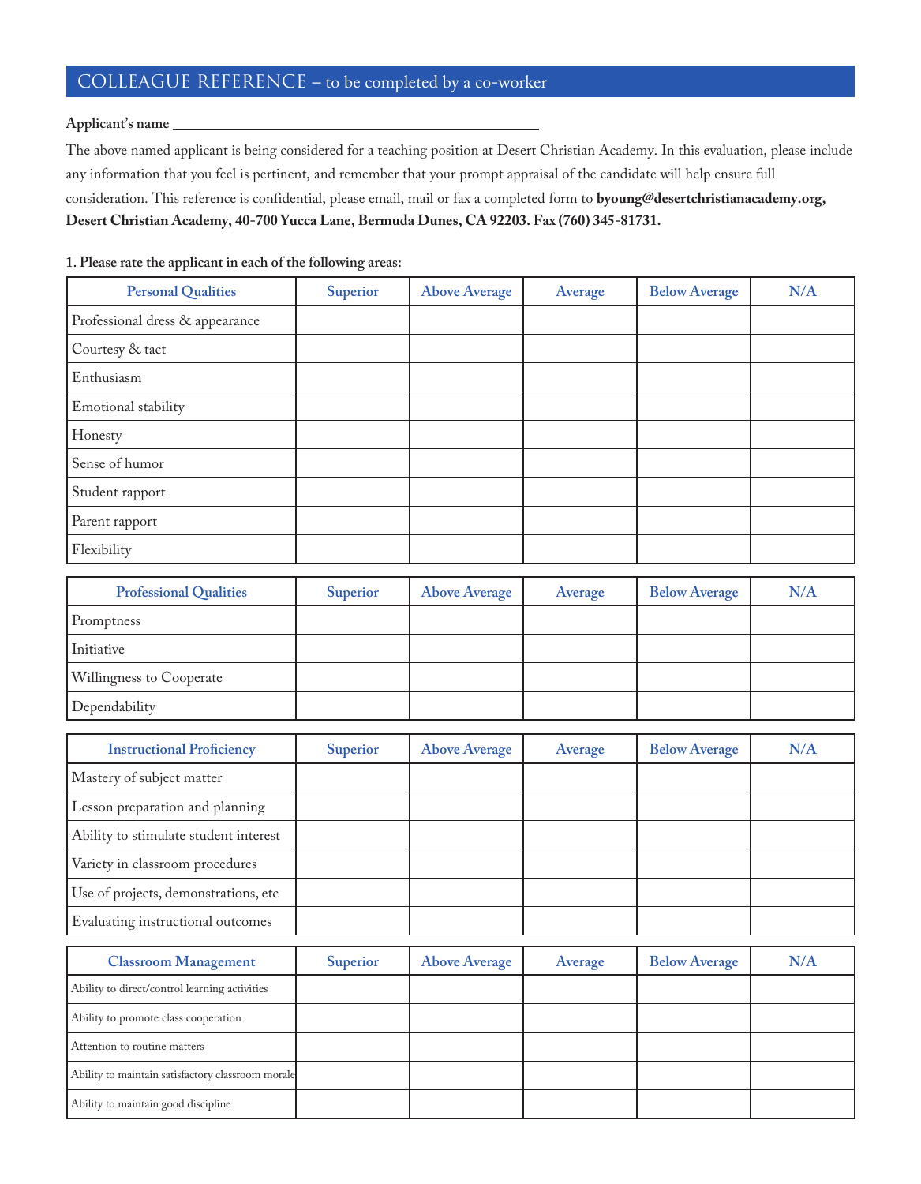# COLLEAGUE REFERENCE – to be completed by a co-worker

**Applicant's name** ______________________________________________

The above named applicant is being considered for a teaching position at Desert Christian Academy. In this evaluation, please include any information that you feel is pertinent, and remember that your prompt appraisal of the candidate will help ensure full consideration. This reference is confidential, please email, mail or fax a completed form to **byoung@desertchristianacademy.org, Desert Christian Academy, 40-700 Yucca Lane, Bermuda Dunes, CA 92203. Fax (760) 345-81731.**

**1. Please rate the applicant in each of the following areas:**

| Personal Qualities | Superior | Above Average | Average | Below Average | N/A |
|---|---|---|---|---|---|
| Professional dress & appearance | | | | | |
| Courtesy & tact | | | | | |
| Enthusiasm | | | | | |
| Emotional stability | | | | | |
| Honesty | | | | | |
| Sense of humor | | | | | |
| Student rapport | | | | | |
| Parent rapport | | | | | |
| Flexibility | | | | | |

| Professional Qualities | Superior | Above Average | Average | Below Average | N/A |
|---|---|---|---|---|---|
| Promptness | | | | | |
| Initiative | | | | | |
| Willingness to Cooperate | | | | | |
| Dependability | | | | | |

| Instructional Proficiency | Superior | Above Average | Average | Below Average | N/A |
|---|---|---|---|---|---|
| Mastery of subject matter | | | | | |
| Lesson preparation and planning | | | | | |
| Ability to stimulate student interest | | | | | |
| Variety in classroom procedures | | | | | |
| Use of projects, demonstrations, etc | | | | | |
| Evaluating instructional outcomes | | | | | |

| Classroom Management | Superior | Above Average | Average | Below Average | N/A |
|---|---|---|---|---|---|
| Ability to direct/control learning activities | | | | | |
| Ability to promote class cooperation | | | | | |
| Attention to routine matters | | | | | |
| Ability to maintain satisfactory classroom morale | | | | | |
| Ability to maintain good discipline | | | | | |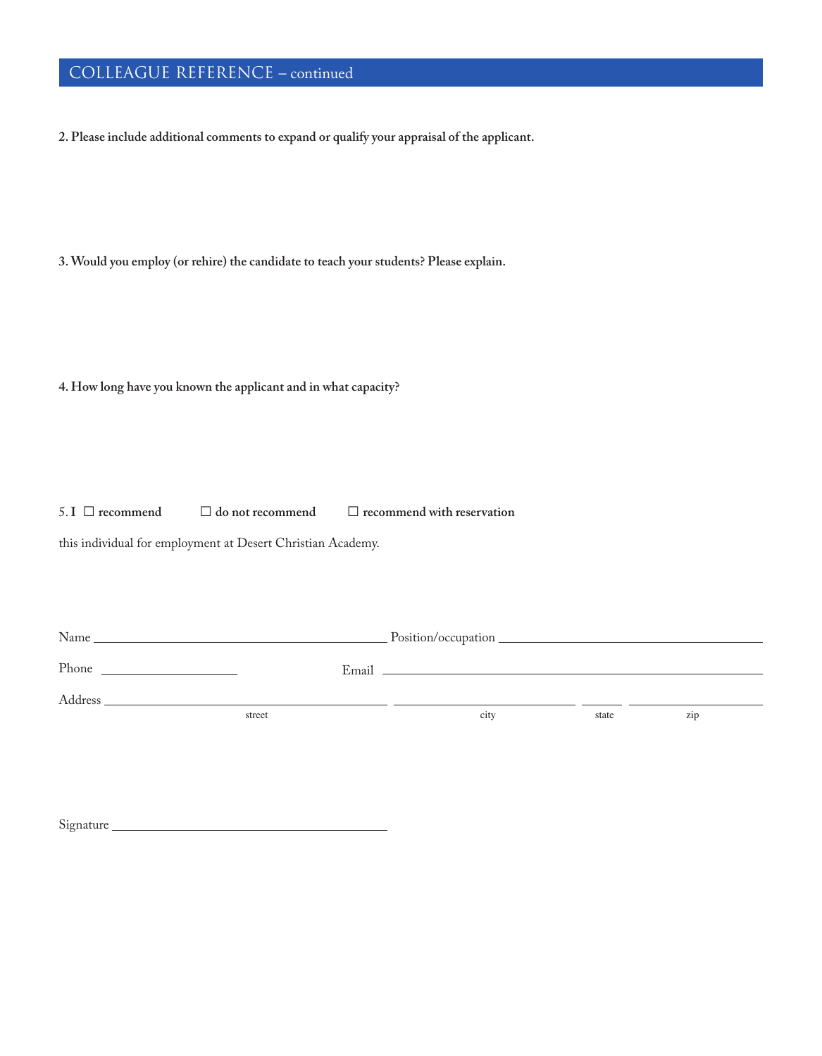## COLLEAGUE REFERENCE – continued

**2. Please include additional comments to expand or qualify your appraisal of the applicant.**

**3. Would you employ (or rehire) the candidate to teach your students? Please explain.**

**4. How long have you known the applicant and in what capacity?**

5. **I** ☐ **recommend** ☐ **do not recommend** ☐ **recommend with reservation**

this individual for employment at Desert Christian Academy.

Name ______________________________ Position/occupation ______________________________

Phone ______________ Email ______________________________

Address ______________________________ ______________ ______ ______________
street city state zip

Signature ______________________________